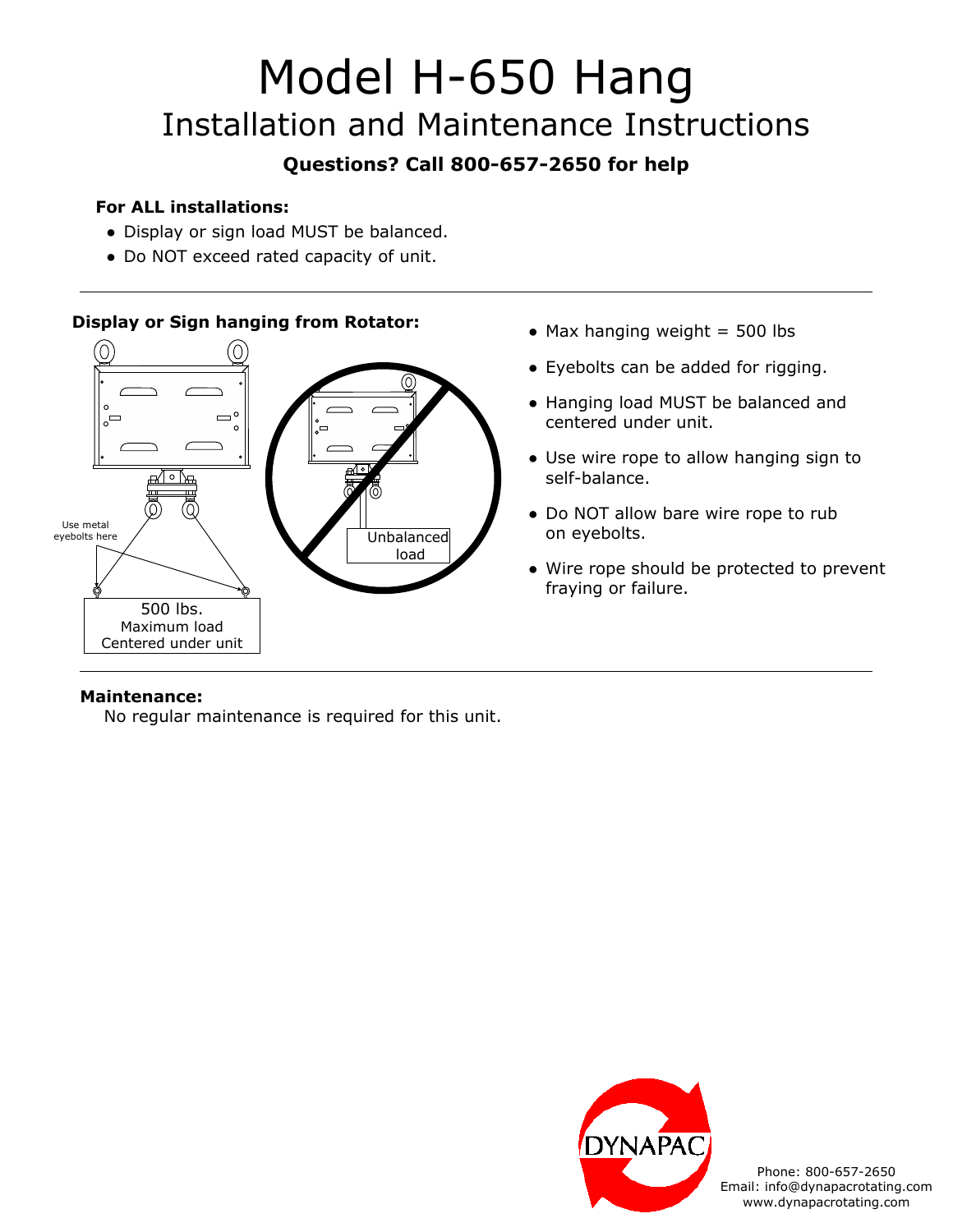# Model H-650 Hang

## Installation and Maintenance Instructions

**Questions? Call 800-657-2650 for help**

**For ALL installations:**

- Display or sign load MUST be balanced.
- Do NOT exceed rated capacity of unit.

---

**Display or Sign hanging from Rotator:**

Use metal eyebolts here

500 lbs.
Maximum load
Centered under unit

Unbalanced load

- Max hanging weight = 500 lbs
- Eyebolts can be added for rigging.
- Hanging load MUST be balanced and centered under unit.
- Use wire rope to allow hanging sign to self-balance.
- Do NOT allow bare wire rope to rub on eyebolts.
- Wire rope should be protected to prevent fraying or failure.

---

**Maintenance:**

No regular maintenance is required for this unit.

DYNAPAC

Phone: 800-657-2650
Email: info@dynapacrotating.com
www.dynapacrotating.com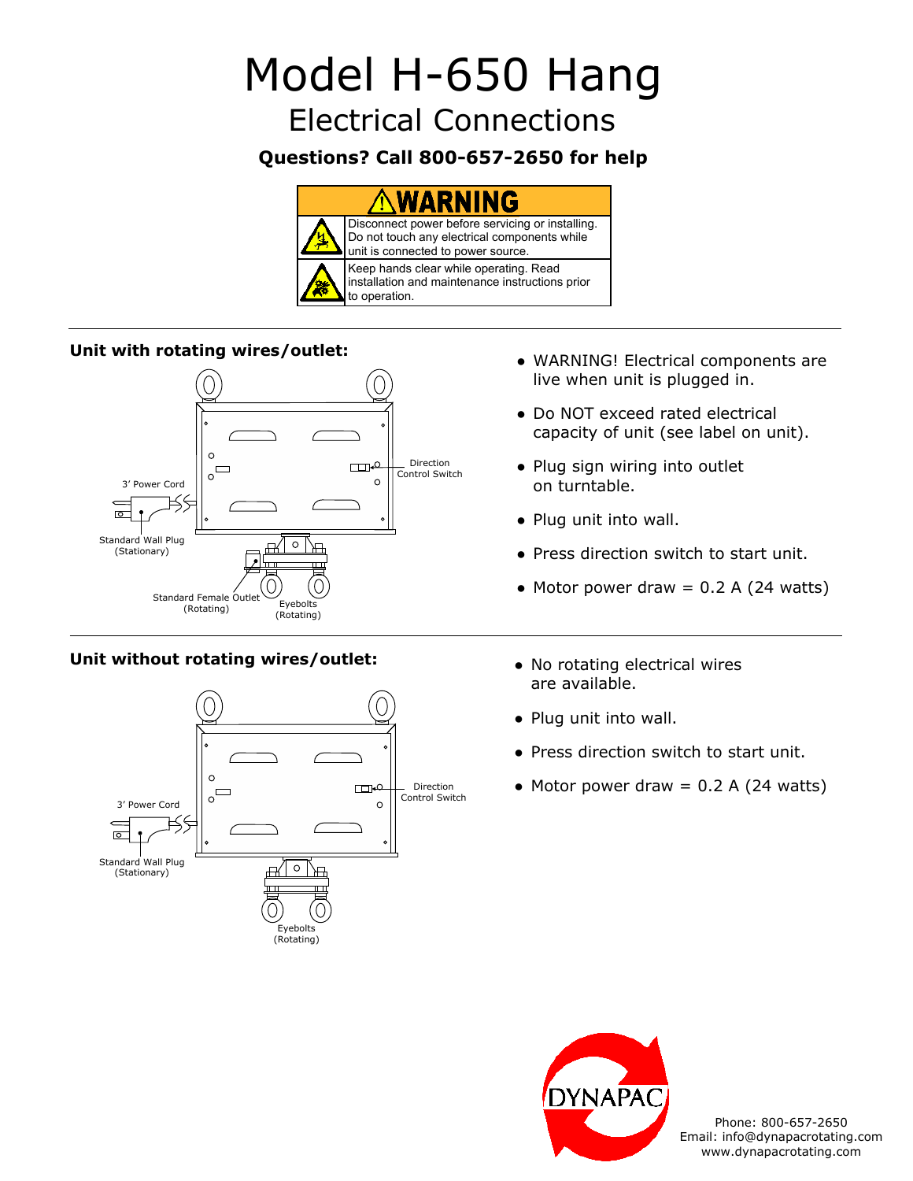# Model H-650 Hang

## Electrical Connections

**Questions? Call 800-657-2650 for help**

⚠WARNING

Disconnect power before servicing or installing. Do not touch any electrical components while unit is connected to power source.

Keep hands clear while operating. Read installation and maintenance instructions prior to operation.

### Unit with rotating wires/outlet:

3' Power Cord

Standard Wall Plug (Stationary)

Direction Control Switch

Standard Female Outlet (Rotating)

Eyebolts (Rotating)

- WARNING! Electrical components are live when unit is plugged in.
- Do NOT exceed rated electrical capacity of unit (see label on unit).
- Plug sign wiring into outlet on turntable.
- Plug unit into wall.
- Press direction switch to start unit.
- Motor power draw = 0.2 A (24 watts)

### Unit without rotating wires/outlet:

3' Power Cord

Standard Wall Plug (Stationary)

Direction Control Switch

Eyebolts (Rotating)

- No rotating electrical wires are available.
- Plug unit into wall.
- Press direction switch to start unit.
- Motor power draw = 0.2 A (24 watts)

DYNAPAC

Phone: 800-657-2650
Email: info@dynapacrotating.com
www.dynapacrotating.com